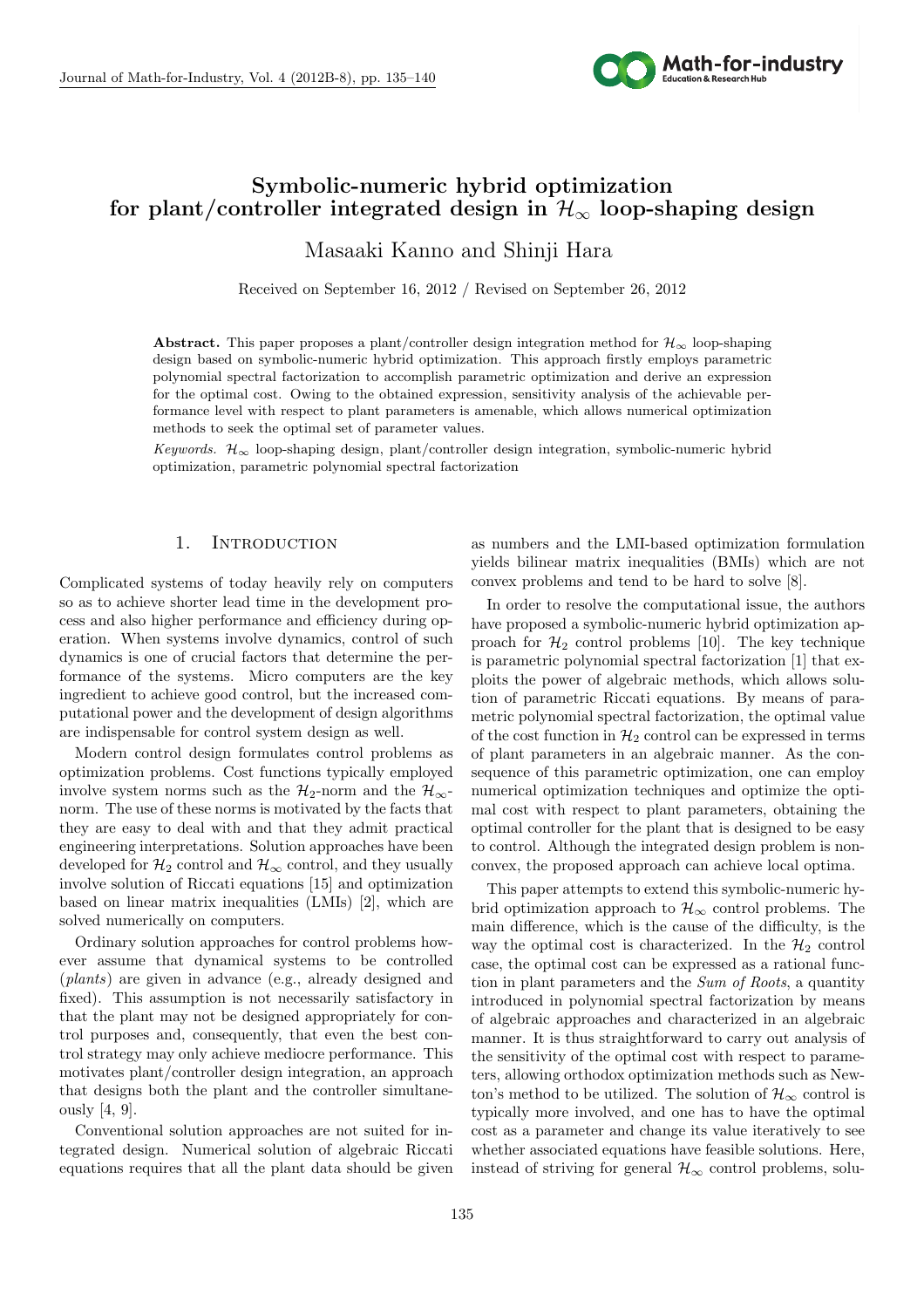# Symbolic-numeric hybrid optimization for plant/controller integrated design in $\mathcal{H}_\infty$ loop-shaping design

Masaaki Kanno and Shinji Hara

Received on September 16, 2012 / Revised on September 26, 2012

**Abstract.** This paper proposes a plant/controller design integration method for $\mathcal{H}_\infty$ loop-shaping design based on symbolic-numeric hybrid optimization. This approach firstly employs parametric polynomial spectral factorization to accomplish parametric optimization and derive an expression for the optimal cost. Owing to the obtained expression, sensitivity analysis of the achievable performance level with respect to plant parameters is amenable, which allows numerical optimization methods to seek the optimal set of parameter values.

*Keywords.* $\mathcal{H}_\infty$ loop-shaping design, plant/controller design integration, symbolic-numeric hybrid optimization, parametric polynomial spectral factorization

## 1. Introduction

Complicated systems of today heavily rely on computers so as to achieve shorter lead time in the development process and also higher performance and efficiency during operation. When systems involve dynamics, control of such dynamics is one of crucial factors that determine the performance of the systems. Micro computers are the key ingredient to achieve good control, but the increased computational power and the development of design algorithms are indispensable for control system design as well.

Modern control design formulates control problems as optimization problems. Cost functions typically employed involve system norms such as the $\mathcal{H}_2$-norm and the $\mathcal{H}_\infty$-norm. The use of these norms is motivated by the facts that they are easy to deal with and that they admit practical engineering interpretations. Solution approaches have been developed for $\mathcal{H}_2$ control and $\mathcal{H}_\infty$ control, and they usually involve solution of Riccati equations [15] and optimization based on linear matrix inequalities (LMIs) [2], which are solved numerically on computers.

Ordinary solution approaches for control problems however assume that dynamical systems to be controlled (*plants*) are given in advance (e.g., already designed and fixed). This assumption is not necessarily satisfactory in that the plant may not be designed appropriately for control purposes and, consequently, that even the best control strategy may only achieve mediocre performance. This motivates plant/controller design integration, an approach that designs both the plant and the controller simultaneously [4, 9].

Conventional solution approaches are not suited for integrated design. Numerical solution of algebraic Riccati equations requires that all the plant data should be given as numbers and the LMI-based optimization formulation yields bilinear matrix inequalities (BMIs) which are not convex problems and tend to be hard to solve [8].

In order to resolve the computational issue, the authors have proposed a symbolic-numeric hybrid optimization approach for $\mathcal{H}_2$ control problems [10]. The key technique is parametric polynomial spectral factorization [1] that exploits the power of algebraic methods, which allows solution of parametric Riccati equations. By means of parametric polynomial spectral factorization, the optimal value of the cost function in $\mathcal{H}_2$ control can be expressed in terms of plant parameters in an algebraic manner. As the consequence of this parametric optimization, one can employ numerical optimization techniques and optimize the optimal cost with respect to plant parameters, obtaining the optimal controller for the plant that is designed to be easy to control. Although the integrated design problem is nonconvex, the proposed approach can achieve local optima.

This paper attempts to extend this symbolic-numeric hybrid optimization approach to $\mathcal{H}_\infty$ control problems. The main difference, which is the cause of the difficulty, is the way the optimal cost is characterized. In the $\mathcal{H}_2$ control case, the optimal cost can be expressed as a rational function in plant parameters and the *Sum of Roots*, a quantity introduced in polynomial spectral factorization by means of algebraic approaches and characterized in an algebraic manner. It is thus straightforward to carry out analysis of the sensitivity of the optimal cost with respect to parameters, allowing orthodox optimization methods such as Newton's method to be utilized. The solution of $\mathcal{H}_\infty$ control is typically more involved, and one has to have the optimal cost as a parameter and change its value iteratively to see whether associated equations have feasible solutions. Here, instead of striving for general $\mathcal{H}_\infty$ control problems, solu-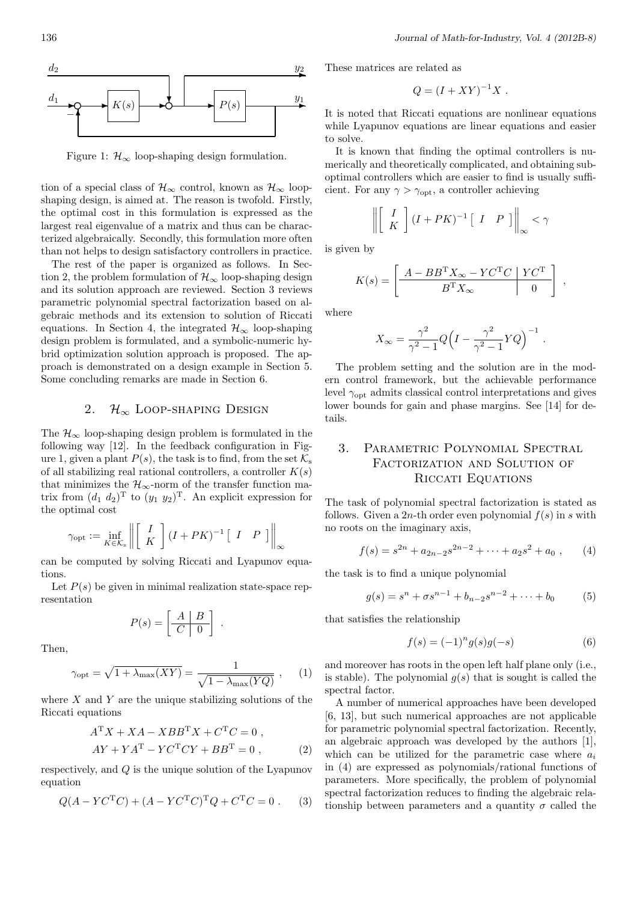Figure 1: $\mathcal{H}_\infty$ loop-shaping design formulation.

tion of a special class of $\mathcal{H}_\infty$ control, known as $\mathcal{H}_\infty$ loop-shaping design, is aimed at. The reason is twofold. Firstly, the optimal cost in this formulation is expressed as the largest real eigenvalue of a matrix and thus can be characterized algebraically. Secondly, this formulation more often than not helps to design satisfactory controllers in practice.

The rest of the paper is organized as follows. In Section 2, the problem formulation of $\mathcal{H}_\infty$ loop-shaping design and its solution approach are reviewed. Section 3 reviews parametric polynomial spectral factorization based on algebraic methods and its extension to solution of Riccati equations. In Section 4, the integrated $\mathcal{H}_\infty$ loop-shaping design problem is formulated, and a symbolic-numeric hybrid optimization solution approach is proposed. The approach is demonstrated on a design example in Section 5. Some concluding remarks are made in Section 6.

## 2. $\mathcal{H}_\infty$ Loop-shaping Design

The $\mathcal{H}_\infty$ loop-shaping design problem is formulated in the following way [12]. In the feedback configuration in Figure 1, given a plant $P(s)$, the task is to find, from the set $\mathcal{K}_s$ of all stabilizing real rational controllers, a controller $K(s)$ that minimizes the $\mathcal{H}_\infty$-norm of the transfer function matrix from $(d_1\ d_2)^{\mathrm{T}}$ to $(y_1\ y_2)^{\mathrm{T}}$. An explicit expression for the optimal cost

$$\gamma_{\rm opt} := \inf_{K\in\mathcal{K}_s} \left\| \begin{bmatrix} I \\ K \end{bmatrix} (I+PK)^{-1} \begin{bmatrix} I & P \end{bmatrix} \right\|_\infty$$

can be computed by solving Riccati and Lyapunov equations.

Let $P(s)$ be given in minimal realization state-space representation

$$P(s) = \left[\begin{array}{c|c} A & B \\ \hline C & 0 \end{array}\right] .$$

Then,

$$\gamma_{\rm opt} = \sqrt{1+\lambda_{\max}(XY)} = \frac{1}{\sqrt{1-\lambda_{\max}(YQ)}} , \qquad (1)$$

where $X$ and $Y$ are the unique stabilizing solutions of the Riccati equations

$$\begin{aligned} &A^{\mathrm{T}}X + XA - XBB^{\mathrm{T}}X + C^{\mathrm{T}}C = 0 , \\ &AY + YA^{\mathrm{T}} - YC^{\mathrm{T}}CY + BB^{\mathrm{T}} = 0 , \end{aligned} \qquad (2)$$

respectively, and $Q$ is the unique solution of the Lyapunov equation

$$Q(A-YC^{\mathrm{T}}C) + (A-YC^{\mathrm{T}}C)^{\mathrm{T}}Q + C^{\mathrm{T}}C = 0 . \qquad (3)$$

These matrices are related as

$$Q = (I+XY)^{-1}X .$$

It is noted that Riccati equations are nonlinear equations while Lyapunov equations are linear equations and easier to solve.

It is known that finding the optimal controllers is numerically and theoretically complicated, and obtaining suboptimal controllers which are easier to find is usually sufficient. For any $\gamma > \gamma_{\rm opt}$, a controller achieving

$$\left\| \begin{bmatrix} I \\ K \end{bmatrix} (I+PK)^{-1} \begin{bmatrix} I & P \end{bmatrix} \right\|_\infty < \gamma$$

is given by

$$K(s) = \left[\begin{array}{c|c} A - BB^{\mathrm{T}}X_\infty - YC^{\mathrm{T}}C & YC^{\mathrm{T}} \\ \hline B^{\mathrm{T}}X_\infty & 0 \end{array}\right] ,$$

where

$$X_\infty = \frac{\gamma^2}{\gamma^2-1} Q \Big( I - \frac{\gamma^2}{\gamma^2-1} YQ \Big)^{-1} .$$

The problem setting and the solution are in the modern control framework, but the achievable performance level $\gamma_{\rm opt}$ admits classical control interpretations and gives lower bounds for gain and phase margins. See [14] for details.

## 3. Parametric Polynomial Spectral Factorization and Solution of Riccati Equations

The task of polynomial spectral factorization is stated as follows. Given a $2n$-th order even polynomial $f(s)$ in $s$ with no roots on the imaginary axis,

$$f(s) = s^{2n} + a_{2n-2}s^{2n-2} + \cdots + a_2 s^2 + a_0 , \qquad (4)$$

the task is to find a unique polynomial

$$g(s) = s^n + \sigma s^{n-1} + b_{n-2}s^{n-2} + \cdots + b_0 \qquad (5)$$

that satisfies the relationship

$$f(s) = (-1)^n g(s) g(-s) \qquad (6)$$

and moreover has roots in the open left half plane only (i.e., is stable). The polynomial $g(s)$ that is sought is called the spectral factor.

A number of numerical approaches have been developed [6, 13], but such numerical approaches are not applicable for parametric polynomial spectral factorization. Recently, an algebraic approach was developed by the authors [1], which can be utilized for the parametric case where $a_i$ in (4) are expressed as polynomials/rational functions of parameters. More specifically, the problem of polynomial spectral factorization reduces to finding the algebraic relationship between parameters and a quantity $\sigma$ called the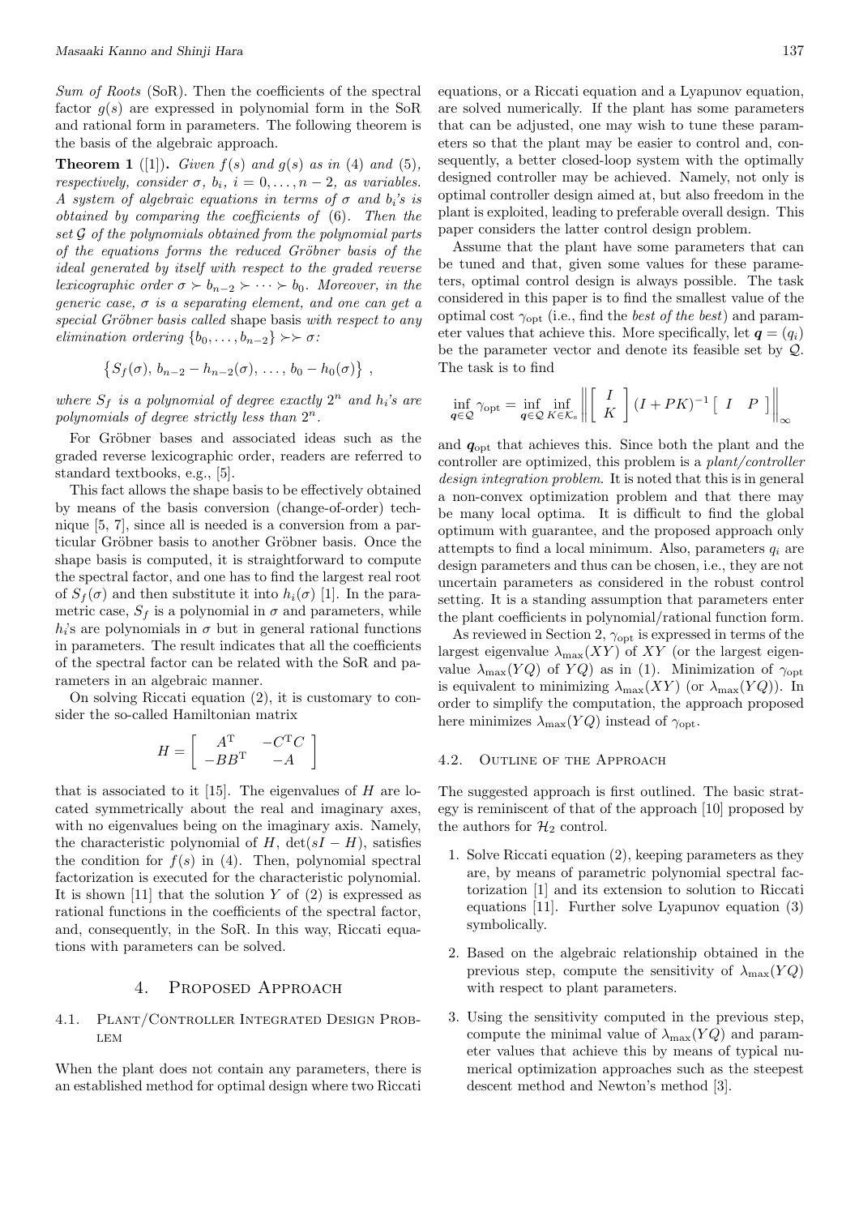*Sum of Roots* (SoR). Then the coefficients of the spectral factor $g(s)$ are expressed in polynomial form in the SoR and rational form in parameters. The following theorem is the basis of the algebraic approach.

**Theorem 1** ([1])**.** *Given $f(s)$ and $g(s)$ as in (4) and (5), respectively, consider $\sigma$, $b_i$, $i = 0, \ldots, n-2$, as variables. A system of algebraic equations in terms of $\sigma$ and $b_i$'s is obtained by comparing the coefficients of (6). Then the set $\mathcal{G}$ of the polynomials obtained from the polynomial parts of the equations forms the reduced Gröbner basis of the ideal generated by itself with respect to the graded reverse lexicographic order $\sigma \succ b_{n-2} \succ \cdots \succ b_0$. Moreover, in the generic case, $\sigma$ is a separating element, and one can get a special Gröbner basis called* shape basis *with respect to any elimination ordering $\{b_0, \ldots, b_{n-2}\} \succ\succ \sigma$:*

$$\left\{ S_f(\sigma),\, b_{n-2} - h_{n-2}(\sigma),\, \ldots,\, b_0 - h_0(\sigma) \right\} ,$$

*where $S_f$ is a polynomial of degree exactly $2^n$ and $h_i$'s are polynomials of degree strictly less than $2^n$.*

For Gröbner bases and associated ideas such as the graded reverse lexicographic order, readers are referred to standard textbooks, e.g., [5].

This fact allows the shape basis to be effectively obtained by means of the basis conversion (change-of-order) technique [5, 7], since all is needed is a conversion from a particular Gröbner basis to another Gröbner basis. Once the shape basis is computed, it is straightforward to compute the spectral factor, and one has to find the largest real root of $S_f(\sigma)$ and then substitute it into $h_i(\sigma)$ [1]. In the parametric case, $S_f$ is a polynomial in $\sigma$ and parameters, while $h_i$'s are polynomials in $\sigma$ but in general rational functions in parameters. The result indicates that all the coefficients of the spectral factor can be related with the SoR and parameters in an algebraic manner.

On solving Riccati equation (2), it is customary to consider the so-called Hamiltonian matrix

$$H = \begin{bmatrix} A^{\mathrm{T}} & -C^{\mathrm{T}}C \\ -BB^{\mathrm{T}} & -A \end{bmatrix}$$

that is associated to it [15]. The eigenvalues of $H$ are located symmetrically about the real and imaginary axes, with no eigenvalues being on the imaginary axis. Namely, the characteristic polynomial of $H$, $\det(sI - H)$, satisfies the condition for $f(s)$ in (4). Then, polynomial spectral factorization is executed for the characteristic polynomial. It is shown [11] that the solution $Y$ of (2) is expressed as rational functions in the coefficients of the spectral factor, and, consequently, in the SoR. In this way, Riccati equations with parameters can be solved.

## 4. Proposed Approach

### 4.1. Plant/Controller Integrated Design Problem

When the plant does not contain any parameters, there is an established method for optimal design where two Riccati equations, or a Riccati equation and a Lyapunov equation, are solved numerically. If the plant has some parameters that can be adjusted, one may wish to tune these parameters so that the plant may be easier to control and, consequently, a better closed-loop system with the optimally designed controller may be achieved. Namely, not only is optimal controller design aimed at, but also freedom in the plant is exploited, leading to preferable overall design. This paper considers the latter control design problem.

Assume that the plant have some parameters that can be tuned and that, given some values for these parameters, optimal control design is always possible. The task considered in this paper is to find the smallest value of the optimal cost $\gamma_{\mathrm{opt}}$ (i.e., find the *best of the best*) and parameter values that achieve this. More specifically, let $\boldsymbol{q} = (q_i)$ be the parameter vector and denote its feasible set by $\mathcal{Q}$. The task is to find

$$\inf_{\boldsymbol{q}\in\mathcal{Q}} \gamma_{\mathrm{opt}} = \inf_{\boldsymbol{q}\in\mathcal{Q}} \inf_{K\in\mathcal{K}_{\mathrm{s}}} \left\| \begin{bmatrix} I \\ K \end{bmatrix} (I + PK)^{-1} \begin{bmatrix} I & P \end{bmatrix} \right\|_{\infty}$$

and $\boldsymbol{q}_{\mathrm{opt}}$ that achieves this. Since both the plant and the controller are optimized, this problem is a *plant/controller design integration problem*. It is noted that this is in general a non-convex optimization problem and that there may be many local optima. It is difficult to find the global optimum with guarantee, and the proposed approach only attempts to find a local minimum. Also, parameters $q_i$ are design parameters and thus can be chosen, i.e., they are not uncertain parameters as considered in the robust control setting. It is a standing assumption that parameters enter the plant coefficients in polynomial/rational function form.

As reviewed in Section 2, $\gamma_{\mathrm{opt}}$ is expressed in terms of the largest eigenvalue $\lambda_{\max}(XY)$ of $XY$ (or the largest eigenvalue $\lambda_{\max}(YQ)$ of $YQ$) as in (1). Minimization of $\gamma_{\mathrm{opt}}$ is equivalent to minimizing $\lambda_{\max}(XY)$ (or $\lambda_{\max}(YQ)$). In order to simplify the computation, the approach proposed here minimizes $\lambda_{\max}(YQ)$ instead of $\gamma_{\mathrm{opt}}$.

### 4.2. Outline of the Approach

The suggested approach is first outlined. The basic strategy is reminiscent of that of the approach [10] proposed by the authors for $\mathcal{H}_2$ control.

1. Solve Riccati equation (2), keeping parameters as they are, by means of parametric polynomial spectral factorization [1] and its extension to solution to Riccati equations [11]. Further solve Lyapunov equation (3) symbolically.

2. Based on the algebraic relationship obtained in the previous step, compute the sensitivity of $\lambda_{\max}(YQ)$ with respect to plant parameters.

3. Using the sensitivity computed in the previous step, compute the minimal value of $\lambda_{\max}(YQ)$ and parameter values that achieve this by means of typical numerical optimization approaches such as the steepest descent method and Newton's method [3].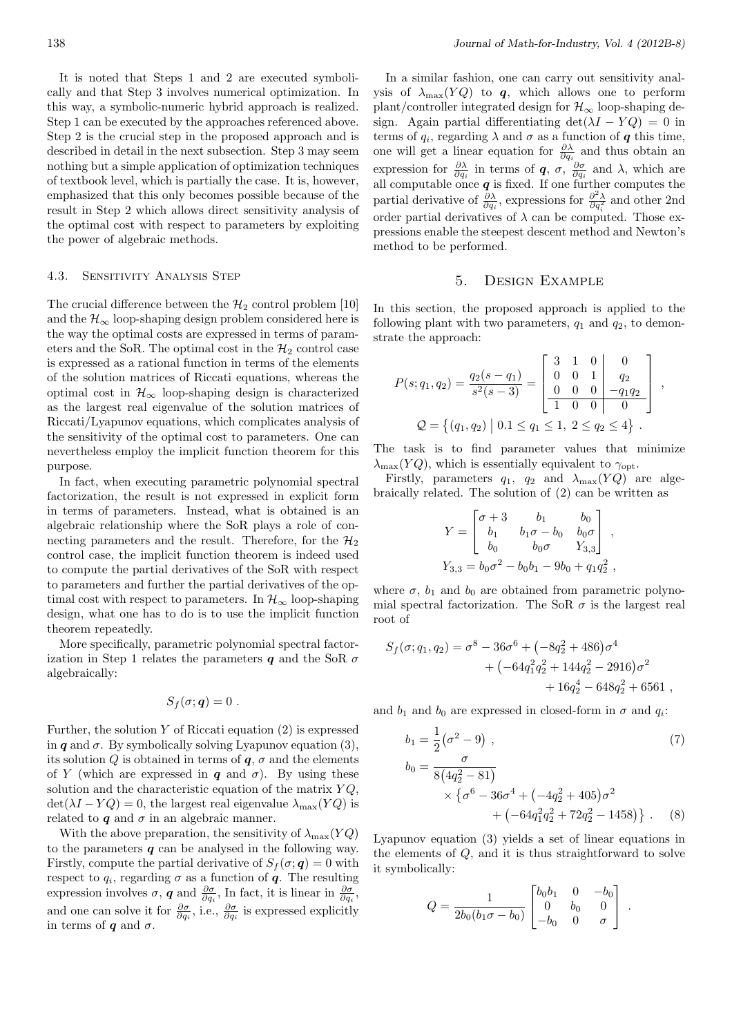It is noted that Steps 1 and 2 are executed symbolically and that Step 3 involves numerical optimization. In this way, a symbolic-numeric hybrid approach is realized. Step 1 can be executed by the approaches referenced above. Step 2 is the crucial step in the proposed approach and is described in detail in the next subsection. Step 3 may seem nothing but a simple application of optimization techniques of textbook level, which is partially the case. It is, however, emphasized that this only becomes possible because of the result in Step 2 which allows direct sensitivity analysis of the optimal cost with respect to parameters by exploiting the power of algebraic methods.

### 4.3. Sensitivity Analysis Step

The crucial difference between the $\mathcal{H}_2$ control problem [10] and the $\mathcal{H}_\infty$ loop-shaping design problem considered here is the way the optimal costs are expressed in terms of parameters and the SoR. The optimal cost in the $\mathcal{H}_2$ control case is expressed as a rational function in terms of the elements of the solution matrices of Riccati equations, whereas the optimal cost in $\mathcal{H}_\infty$ loop-shaping design is characterized as the largest real eigenvalue of the solution matrices of Riccati/Lyapunov equations, which complicates analysis of the sensitivity of the optimal cost to parameters. One can nevertheless employ the implicit function theorem for this purpose.

In fact, when executing parametric polynomial spectral factorization, the result is not expressed in explicit form in terms of parameters. Instead, what is obtained is an algebraic relationship where the SoR plays a role of connecting parameters and the result. Therefore, for the $\mathcal{H}_2$ control case, the implicit function theorem is indeed used to compute the partial derivatives of the SoR with respect to parameters and further the partial derivatives of the optimal cost with respect to parameters. In $\mathcal{H}_\infty$ loop-shaping design, what one has to do is to use the implicit function theorem repeatedly.

More specifically, parametric polynomial spectral factorization in Step 1 relates the parameters $\boldsymbol{q}$ and the SoR $\sigma$ algebraically:

$$S_f(\sigma; \boldsymbol{q}) = 0 \, .$$

Further, the solution $Y$ of Riccati equation (2) is expressed in $\boldsymbol{q}$ and $\sigma$. By symbolically solving Lyapunov equation (3), its solution $Q$ is obtained in terms of $\boldsymbol{q}$, $\sigma$ and the elements of $Y$ (which are expressed in $\boldsymbol{q}$ and $\sigma$). By using these solution and the characteristic equation of the matrix $YQ$, $\det(\lambda I - YQ) = 0$, the largest real eigenvalue $\lambda_{\max}(YQ)$ is related to $\boldsymbol{q}$ and $\sigma$ in an algebraic manner.

With the above preparation, the sensitivity of $\lambda_{\max}(YQ)$ to the parameters $\boldsymbol{q}$ can be analysed in the following way. Firstly, compute the partial derivative of $S_f(\sigma; \boldsymbol{q}) = 0$ with respect to $q_i$, regarding $\sigma$ as a function of $\boldsymbol{q}$. The resulting expression involves $\sigma$, $\boldsymbol{q}$ and $\frac{\partial \sigma}{\partial q_i}$, In fact, it is linear in $\frac{\partial \sigma}{\partial q_i}$, and one can solve it for $\frac{\partial \sigma}{\partial q_i}$, i.e., $\frac{\partial \sigma}{\partial q_i}$ is expressed explicitly in terms of $\boldsymbol{q}$ and $\sigma$.

In a similar fashion, one can carry out sensitivity analysis of $\lambda_{\max}(YQ)$ to $\boldsymbol{q}$, which allows one to perform plant/controller integrated design for $\mathcal{H}_\infty$ loop-shaping design. Again partial differentiating $\det(\lambda I - YQ) = 0$ in terms of $q_i$, regarding $\lambda$ and $\sigma$ as a function of $\boldsymbol{q}$ this time, one will get a linear equation for $\frac{\partial \lambda}{\partial q_i}$ and thus obtain an expression for $\frac{\partial \lambda}{\partial q_i}$ in terms of $\boldsymbol{q}$, $\sigma$, $\frac{\partial \sigma}{\partial q_i}$ and $\lambda$, which are all computable once $\boldsymbol{q}$ is fixed. If one further computes the partial derivative of $\frac{\partial \lambda}{\partial q_i}$, expressions for $\frac{\partial^2 \lambda}{\partial q_i^2}$ and other 2nd order partial derivatives of $\lambda$ can be computed. Those expressions enable the steepest descent method and Newton's method to be performed.

## 5. Design Example

In this section, the proposed approach is applied to the following plant with two parameters, $q_1$ and $q_2$, to demonstrate the approach:

$$P(s; q_1, q_2) = \frac{q_2(s - q_1)}{s^2(s-3)} = \left[\begin{array}{ccc|c} 3 & 1 & 0 & 0 \\ 0 & 0 & 1 & q_2 \\ 0 & 0 & 0 & -q_1 q_2 \\ \hline 1 & 0 & 0 & 0 \end{array}\right] ,$$

$$\mathcal{Q} = \left\{ (q_1, q_2) \mid 0.1 \le q_1 \le 1, \ 2 \le q_2 \le 4 \right\} .$$

The task is to find parameter values that minimize $\lambda_{\max}(YQ)$, which is essentially equivalent to $\gamma_{\text{opt}}$.

Firstly, parameters $q_1$, $q_2$ and $\lambda_{\max}(YQ)$ are algebraically related. The solution of (2) can be written as

$$Y = \begin{bmatrix} \sigma + 3 & b_1 & b_0 \\ b_1 & b_1\sigma - b_0 & b_0\sigma \\ b_0 & b_0\sigma & Y_{3,3} \end{bmatrix} ,$$

$$Y_{3,3} = b_0\sigma^2 - b_0 b_1 - 9b_0 + q_1 q_2^2 ,$$

where $\sigma$, $b_1$ and $b_0$ are obtained from parametric polynomial spectral factorization. The SoR $\sigma$ is the largest real root of

$$\begin{aligned} S_f(\sigma; q_1, q_2) = \sigma^8 - 36\sigma^6 &+ \left(-8q_2^2 + 486\right)\sigma^4 \\ &+ \left(-64q_1^2 q_2^2 + 144q_2^2 - 2916\right)\sigma^2 \\ &+ 16q_2^4 - 648q_2^2 + 6561 , \end{aligned}$$

and $b_1$ and $b_0$ are expressed in closed-form in $\sigma$ and $q_i$:

$$b_1 = \frac{1}{2}\left(\sigma^2 - 9\right) , \tag{7}$$

$$\begin{aligned} b_0 = \frac{\sigma}{8\left(4q_2^2 - 81\right)} &\times \left\{\sigma^6 - 36\sigma^4 + \left(-4q_2^2 + 405\right)\sigma^2 \right. \\ &\left. + \left(-64q_1^2 q_2^2 + 72q_2^2 - 1458\right)\right\} . \end{aligned} \tag{8}$$

Lyapunov equation (3) yields a set of linear equations in the elements of $Q$, and it is thus straightforward to solve it symbolically:

$$Q = \frac{1}{2b_0(b_1\sigma - b_0)} \begin{bmatrix} b_0 b_1 & 0 & -b_0 \\ 0 & b_0 & 0 \\ -b_0 & 0 & \sigma \end{bmatrix} .$$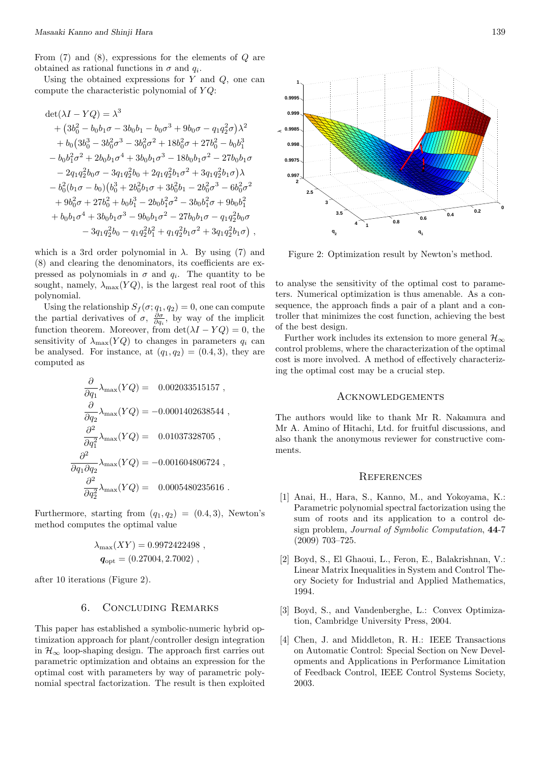From (7) and (8), expressions for the elements of $Q$ are obtained as rational functions in $\sigma$ and $q_i$.

Using the obtained expressions for $Y$ and $Q$, one can compute the characteristic polynomial of $YQ$:

$$
\begin{aligned}
\det(\lambda I - YQ) &= \lambda^3 \\
&+ \left(3b_0^2 - b_0 b_1 \sigma - 3b_0 b_1 - b_0 \sigma^3 + 9b_0 \sigma - q_1 q_2^2 \sigma\right)\lambda^2 \\
&+ b_0\left(3b_0^3 - 3b_0^2\sigma^3 - 3b_0^2\sigma^2 + 18b_0^2\sigma + 27b_0^2 - b_0 b_1^3\right. \\
&- b_0 b_1^2 \sigma^2 + 2b_0 b_1 \sigma^4 + 3b_0 b_1 \sigma^3 - 18 b_0 b_1 \sigma^2 - 27 b_0 b_1 \sigma \\
&\left.- 2q_1 q_2^2 b_0 \sigma - 3q_1 q_2^2 b_0 + 2q_1 q_2^2 b_1 \sigma^2 + 3q_1 q_2^2 b_1 \sigma\right)\lambda \\
&- b_0^2(b_1\sigma - b_0)\left(b_0^3 + 2b_0^2 b_1 \sigma + 3b_0^2 b_1 - 2b_0^2\sigma^3 - 6b_0^2\sigma^2\right. \\
&+ 9b_0^2\sigma + 27b_0^2 + b_0 b_1^3 - 2b_0 b_1^2 \sigma^2 - 3b_0 b_1^2 \sigma + 9b_0 b_1^2 \\
&+ b_0 b_1 \sigma^4 + 3b_0 b_1 \sigma^3 - 9b_0 b_1 \sigma^2 - 27 b_0 b_1 \sigma - q_1 q_2^2 b_0 \sigma \\
&\left.- 3q_1 q_2^2 b_0 - q_1 q_2^2 b_1^2 + q_1 q_2^2 b_1 \sigma^2 + 3q_1 q_2^2 b_1 \sigma\right) ,
\end{aligned}
$$

which is a 3rd order polynomial in $\lambda$. By using (7) and (8) and clearing the denominators, its coefficients are expressed as polynomials in $\sigma$ and $q_i$. The quantity to be sought, namely, $\lambda_{\max}(YQ)$, is the largest real root of this polynomial.

Using the relationship $S_f(\sigma; q_1, q_2) = 0$, one can compute the partial derivatives of $\sigma$, $\frac{\partial \sigma}{\partial q_i}$, by way of the implicit function theorem. Moreover, from $\det(\lambda I - YQ) = 0$, the sensitivity of $\lambda_{\max}(YQ)$ to changes in parameters $q_i$ can be analysed. For instance, at $(q_1, q_2) = (0.4, 3)$, they are computed as

$$
\begin{aligned}
\frac{\partial}{\partial q_1}\lambda_{\max}(YQ) &= \phantom{-}0.002033515157 , \\
\frac{\partial}{\partial q_2}\lambda_{\max}(YQ) &= -0.0001402638544 , \\
\frac{\partial^2}{\partial q_1^2}\lambda_{\max}(YQ) &= \phantom{-}0.01037328705 , \\
\frac{\partial^2}{\partial q_1 \partial q_2}\lambda_{\max}(YQ) &= -0.001604806724 , \\
\frac{\partial^2}{\partial q_2^2}\lambda_{\max}(YQ) &= \phantom{-}0.0005480235616 .
\end{aligned}
$$

Furthermore, starting from $(q_1, q_2) = (0.4, 3)$, Newton's method computes the optimal value

$$
\begin{aligned}
\lambda_{\max}(XY) &= 0.9972422498 , \\
\boldsymbol{q}_{\text{opt}} &= (0.27004, 2.7002) ,
\end{aligned}
$$

after 10 iterations (Figure 2).

Figure 2: Optimization result by Newton's method.

## 6. Concluding Remarks

This paper has established a symbolic-numeric hybrid optimization approach for plant/controller design integration in $\mathcal{H}_\infty$ loop-shaping design. The approach first carries out parametric optimization and obtains an expression for the optimal cost with parameters by way of parametric polynomial spectral factorization. The result is then exploited to analyse the sensitivity of the optimal cost to parameters. Numerical optimization is thus amenable. As a consequence, the approach finds a pair of a plant and a controller that minimizes the cost function, achieving the best of the best design.

Further work includes its extension to more general $\mathcal{H}_\infty$ control problems, where the characterization of the optimal cost is more involved. A method of effectively characterizing the optimal cost may be a crucial step.

## Acknowledgements

The authors would like to thank Mr R. Nakamura and Mr A. Amino of Hitachi, Ltd. for fruitful discussions, and also thank the anonymous reviewer for constructive comments.

## References

[1] Anai, H., Hara, S., Kanno, M., and Yokoyama, K.: Parametric polynomial spectral factorization using the sum of roots and its application to a control design problem, *Journal of Symbolic Computation*, **44-7** (2009) 703–725.

[2] Boyd, S., El Ghaoui, L., Feron, E., Balakrishnan, V.: Linear Matrix Inequalities in System and Control Theory Society for Industrial and Applied Mathematics, 1994.

[3] Boyd, S., and Vandenberghe, L.: Convex Optimization, Cambridge University Press, 2004.

[4] Chen, J. and Middleton, R. H.: IEEE Transactions on Automatic Control: Special Section on New Developments and Applications in Performance Limitation of Feedback Control, IEEE Control Systems Society, 2003.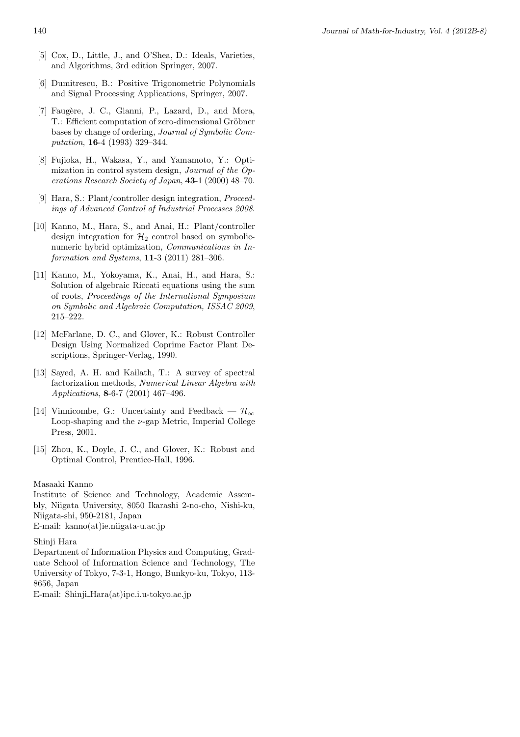[5] Cox, D., Little, J., and O'Shea, D.: Ideals, Varieties, and Algorithms, 3rd edition Springer, 2007.

[6] Dumitrescu, B.: Positive Trigonometric Polynomials and Signal Processing Applications, Springer, 2007.

[7] Faugère, J. C., Gianni, P., Lazard, D., and Mora, T.: Efficient computation of zero-dimensional Gröbner bases by change of ordering, *Journal of Symbolic Computation*, **16**-4 (1993) 329–344.

[8] Fujioka, H., Wakasa, Y., and Yamamoto, Y.: Optimization in control system design, *Journal of the Operations Research Society of Japan*, **43**-1 (2000) 48–70.

[9] Hara, S.: Plant/controller design integration, *Proceedings of Advanced Control of Industrial Processes 2008*.

[10] Kanno, M., Hara, S., and Anai, H.: Plant/controller design integration for $\mathcal{H}_2$ control based on symbolic-numeric hybrid optimization, *Communications in Information and Systems*, **11**-3 (2011) 281–306.

[11] Kanno, M., Yokoyama, K., Anai, H., and Hara, S.: Solution of algebraic Riccati equations using the sum of roots, *Proceedings of the International Symposium on Symbolic and Algebraic Computation, ISSAC 2009*, 215–222.

[12] McFarlane, D. C., and Glover, K.: Robust Controller Design Using Normalized Coprime Factor Plant Descriptions, Springer-Verlag, 1990.

[13] Sayed, A. H. and Kailath, T.: A survey of spectral factorization methods, *Numerical Linear Algebra with Applications*, **8**-6-7 (2001) 467–496.

[14] Vinnicombe, G.: Uncertainty and Feedback — $\mathcal{H}_\infty$ Loop-shaping and the $\nu$-gap Metric, Imperial College Press, 2001.

[15] Zhou, K., Doyle, J. C., and Glover, K.: Robust and Optimal Control, Prentice-Hall, 1996.

Masaaki Kanno
Institute of Science and Technology, Academic Assembly, Niigata University, 8050 Ikarashi 2-no-cho, Nishi-ku, Niigata-shi, 950-2181, Japan
E-mail: kanno(at)ie.niigata-u.ac.jp

Shinji Hara
Department of Information Physics and Computing, Graduate School of Information Science and Technology, The University of Tokyo, 7-3-1, Hongo, Bunkyo-ku, Tokyo, 113-8656, Japan
E-mail: Shinji_Hara(at)ipc.i.u-tokyo.ac.jp